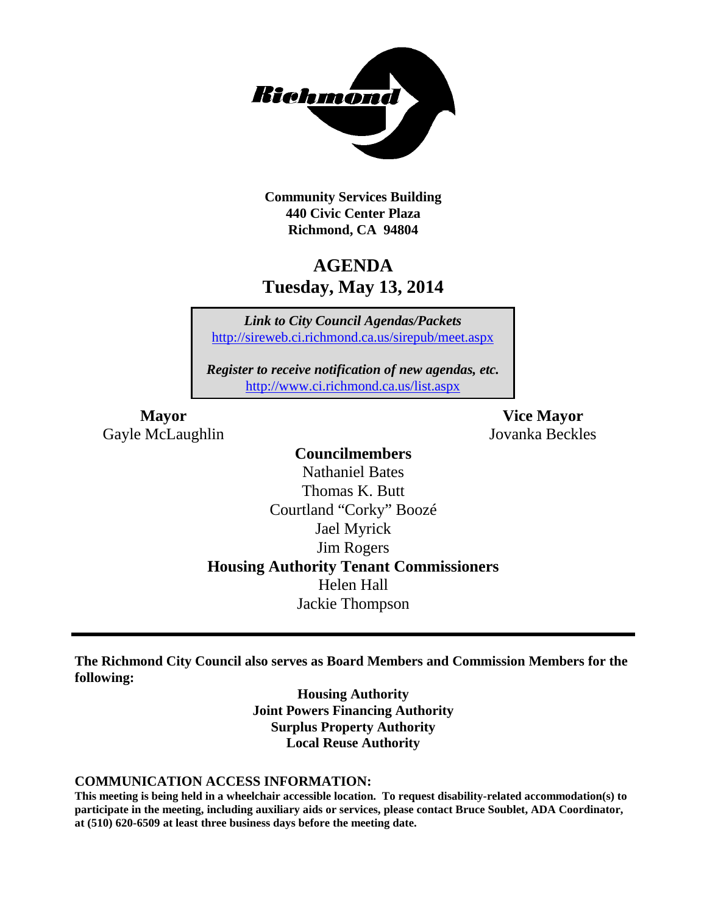**Community Services Building**
**440 Civic Center Plaza**
**Richmond, CA 94804**

# AGENDA
## Tuesday, May 13, 2014

*Link to City Council Agendas/Packets*
http://sireweb.ci.richmond.ca.us/sirepub/meet.aspx

*Register to receive notification of new agendas, etc.*
http://www.ci.richmond.ca.us/list.aspx

**Mayor**
Gayle McLaughlin

**Vice Mayor**
Jovanka Beckles

**Councilmembers**
Nathaniel Bates
Thomas K. Butt
Courtland "Corky" Boozé
Jael Myrick
Jim Rogers

**Housing Authority Tenant Commissioners**
Helen Hall
Jackie Thompson

---

**The Richmond City Council also serves as Board Members and Commission Members for the following:**

**Housing Authority**
**Joint Powers Financing Authority**
**Surplus Property Authority**
**Local Reuse Authority**

**COMMUNICATION ACCESS INFORMATION:**
**This meeting is being held in a wheelchair accessible location. To request disability-related accommodation(s) to participate in the meeting, including auxiliary aids or services, please contact Bruce Soublet, ADA Coordinator, at (510) 620-6509 at least three business days before the meeting date.**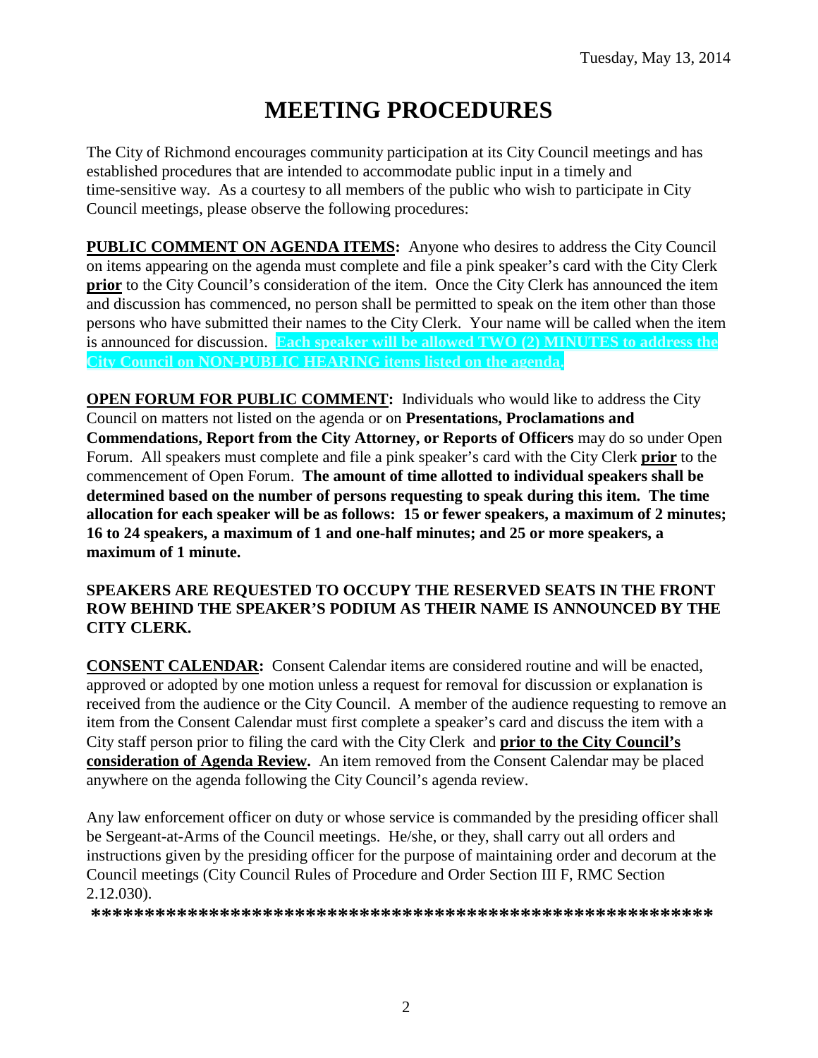Tuesday, May 13, 2014

# MEETING PROCEDURES

The City of Richmond encourages community participation at its City Council meetings and has established procedures that are intended to accommodate public input in a timely and time-sensitive way. As a courtesy to all members of the public who wish to participate in City Council meetings, please observe the following procedures:

**PUBLIC COMMENT ON AGENDA ITEMS:** Anyone who desires to address the City Council on items appearing on the agenda must complete and file a pink speaker's card with the City Clerk **prior** to the City Council's consideration of the item. Once the City Clerk has announced the item and discussion has commenced, no person shall be permitted to speak on the item other than those persons who have submitted their names to the City Clerk. Your name will be called when the item is announced for discussion. **Each speaker will be allowed TWO (2) MINUTES to address the City Council on NON-PUBLIC HEARING items listed on the agenda.**

**OPEN FORUM FOR PUBLIC COMMENT:** Individuals who would like to address the City Council on matters not listed on the agenda or on **Presentations, Proclamations and Commendations, Report from the City Attorney, or Reports of Officers** may do so under Open Forum. All speakers must complete and file a pink speaker's card with the City Clerk **prior** to the commencement of Open Forum. **The amount of time allotted to individual speakers shall be determined based on the number of persons requesting to speak during this item. The time allocation for each speaker will be as follows: 15 or fewer speakers, a maximum of 2 minutes; 16 to 24 speakers, a maximum of 1 and one-half minutes; and 25 or more speakers, a maximum of 1 minute.**

**SPEAKERS ARE REQUESTED TO OCCUPY THE RESERVED SEATS IN THE FRONT ROW BEHIND THE SPEAKER'S PODIUM AS THEIR NAME IS ANNOUNCED BY THE CITY CLERK.**

**CONSENT CALENDAR:** Consent Calendar items are considered routine and will be enacted, approved or adopted by one motion unless a request for removal for discussion or explanation is received from the audience or the City Council. A member of the audience requesting to remove an item from the Consent Calendar must first complete a speaker's card and discuss the item with a City staff person prior to filing the card with the City Clerk and **prior to the City Council's consideration of Agenda Review.** An item removed from the Consent Calendar may be placed anywhere on the agenda following the City Council's agenda review.

Any law enforcement officer on duty or whose service is commanded by the presiding officer shall be Sergeant-at-Arms of the Council meetings. He/she, or they, shall carry out all orders and instructions given by the presiding officer for the purpose of maintaining order and decorum at the Council meetings (City Council Rules of Procedure and Order Section III F, RMC Section 2.12.030).

**\*\*\*\*\*\*\*\*\*\*\*\*\*\*\*\*\*\*\*\*\*\*\*\*\*\*\*\*\*\*\*\*\*\*\*\*\*\*\*\*\*\*\*\*\*\*\*\*\*\*\*\*\*\*\*\*\*\*\*\***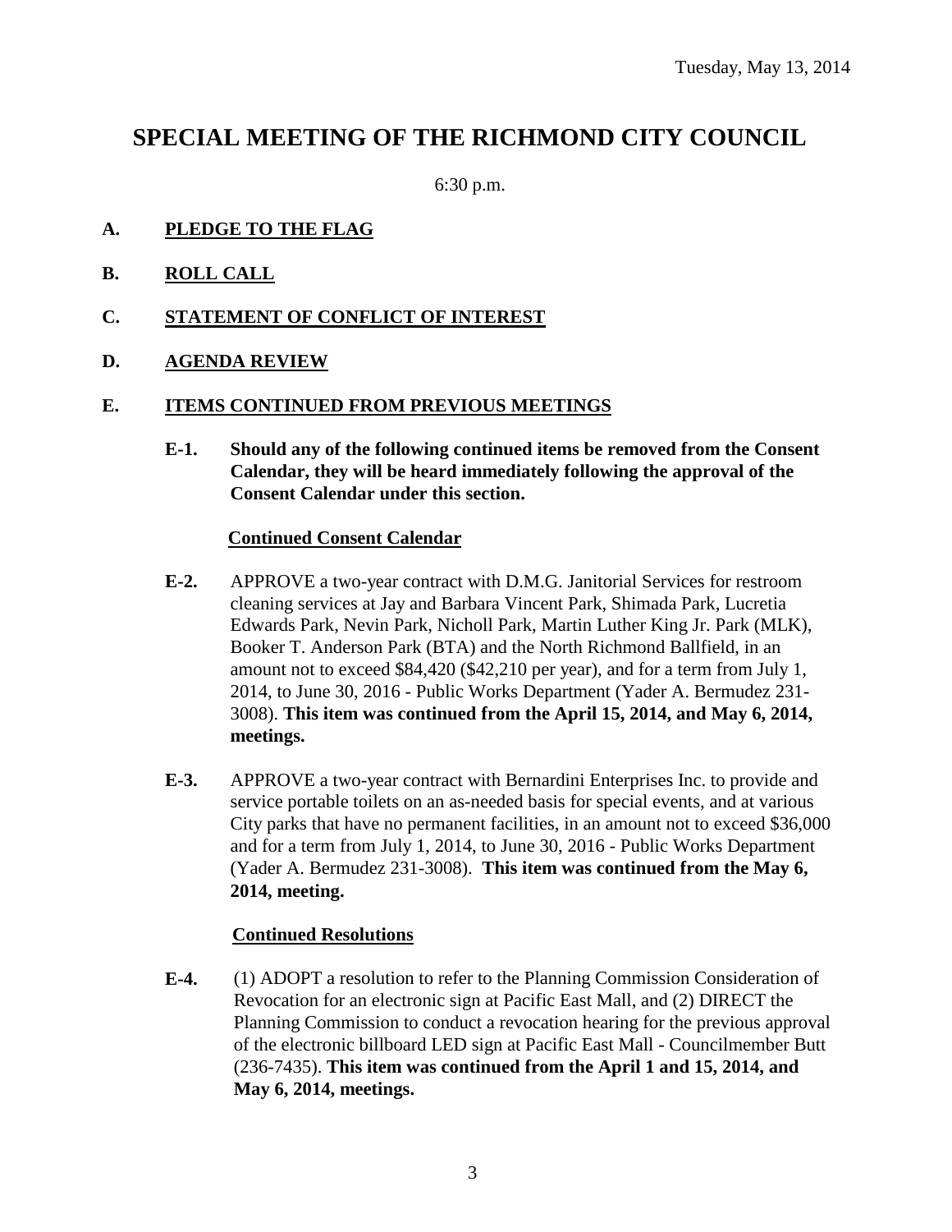Tuesday, May 13, 2014

# SPECIAL MEETING OF THE RICHMOND CITY COUNCIL

6:30 p.m.

**A. PLEDGE TO THE FLAG**

**B. ROLL CALL**

**C. STATEMENT OF CONFLICT OF INTEREST**

**D. AGENDA REVIEW**

**E. ITEMS CONTINUED FROM PREVIOUS MEETINGS**

**E-1. Should any of the following continued items be removed from the Consent Calendar, they will be heard immediately following the approval of the Consent Calendar under this section.**

**Continued Consent Calendar**

**E-2.** APPROVE a two-year contract with D.M.G. Janitorial Services for restroom cleaning services at Jay and Barbara Vincent Park, Shimada Park, Lucretia Edwards Park, Nevin Park, Nicholl Park, Martin Luther King Jr. Park (MLK), Booker T. Anderson Park (BTA) and the North Richmond Ballfield, in an amount not to exceed $84,420 ($42,210 per year), and for a term from July 1, 2014, to June 30, 2016 - Public Works Department (Yader A. Bermudez 231-3008). **This item was continued from the April 15, 2014, and May 6, 2014, meetings.**

**E-3.** APPROVE a two-year contract with Bernardini Enterprises Inc. to provide and service portable toilets on an as-needed basis for special events, and at various City parks that have no permanent facilities, in an amount not to exceed $36,000 and for a term from July 1, 2014, to June 30, 2016 - Public Works Department (Yader A. Bermudez 231-3008). **This item was continued from the May 6, 2014, meeting.**

**Continued Resolutions**

**E-4.** (1) ADOPT a resolution to refer to the Planning Commission Consideration of Revocation for an electronic sign at Pacific East Mall, and (2) DIRECT the Planning Commission to conduct a revocation hearing for the previous approval of the electronic billboard LED sign at Pacific East Mall - Councilmember Butt (236-7435). **This item was continued from the April 1 and 15, 2014, and May 6, 2014, meetings.**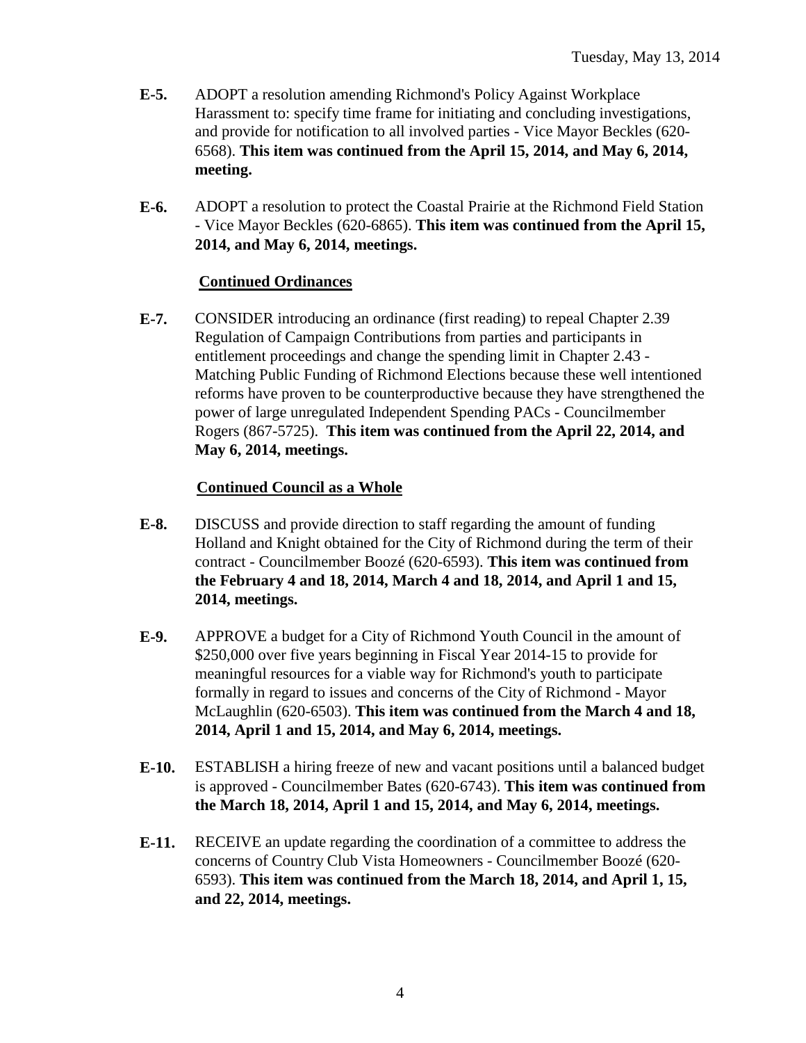**E-5.** ADOPT a resolution amending Richmond's Policy Against Workplace Harassment to: specify time frame for initiating and concluding investigations, and provide for notification to all involved parties - Vice Mayor Beckles (620-6568). **This item was continued from the April 15, 2014, and May 6, 2014, meeting.**

**E-6.** ADOPT a resolution to protect the Coastal Prairie at the Richmond Field Station - Vice Mayor Beckles (620-6865). **This item was continued from the April 15, 2014, and May 6, 2014, meetings.**

**<u>Continued Ordinances</u>**

**E-7.** CONSIDER introducing an ordinance (first reading) to repeal Chapter 2.39 Regulation of Campaign Contributions from parties and participants in entitlement proceedings and change the spending limit in Chapter 2.43 - Matching Public Funding of Richmond Elections because these well intentioned reforms have proven to be counterproductive because they have strengthened the power of large unregulated Independent Spending PACs - Councilmember Rogers (867-5725). **This item was continued from the April 22, 2014, and May 6, 2014, meetings.**

**<u>Continued Council as a Whole</u>**

**E-8.** DISCUSS and provide direction to staff regarding the amount of funding Holland and Knight obtained for the City of Richmond during the term of their contract - Councilmember Boozé (620-6593). **This item was continued from the February 4 and 18, 2014, March 4 and 18, 2014, and April 1 and 15, 2014, meetings.**

**E-9.** APPROVE a budget for a City of Richmond Youth Council in the amount of $250,000 over five years beginning in Fiscal Year 2014-15 to provide for meaningful resources for a viable way for Richmond's youth to participate formally in regard to issues and concerns of the City of Richmond - Mayor McLaughlin (620-6503). **This item was continued from the March 4 and 18, 2014, April 1 and 15, 2014, and May 6, 2014, meetings.**

**E-10.** ESTABLISH a hiring freeze of new and vacant positions until a balanced budget is approved - Councilmember Bates (620-6743). **This item was continued from the March 18, 2014, April 1 and 15, 2014, and May 6, 2014, meetings.**

**E-11.** RECEIVE an update regarding the coordination of a committee to address the concerns of Country Club Vista Homeowners - Councilmember Boozé (620-6593). **This item was continued from the March 18, 2014, and April 1, 15, and 22, 2014, meetings.**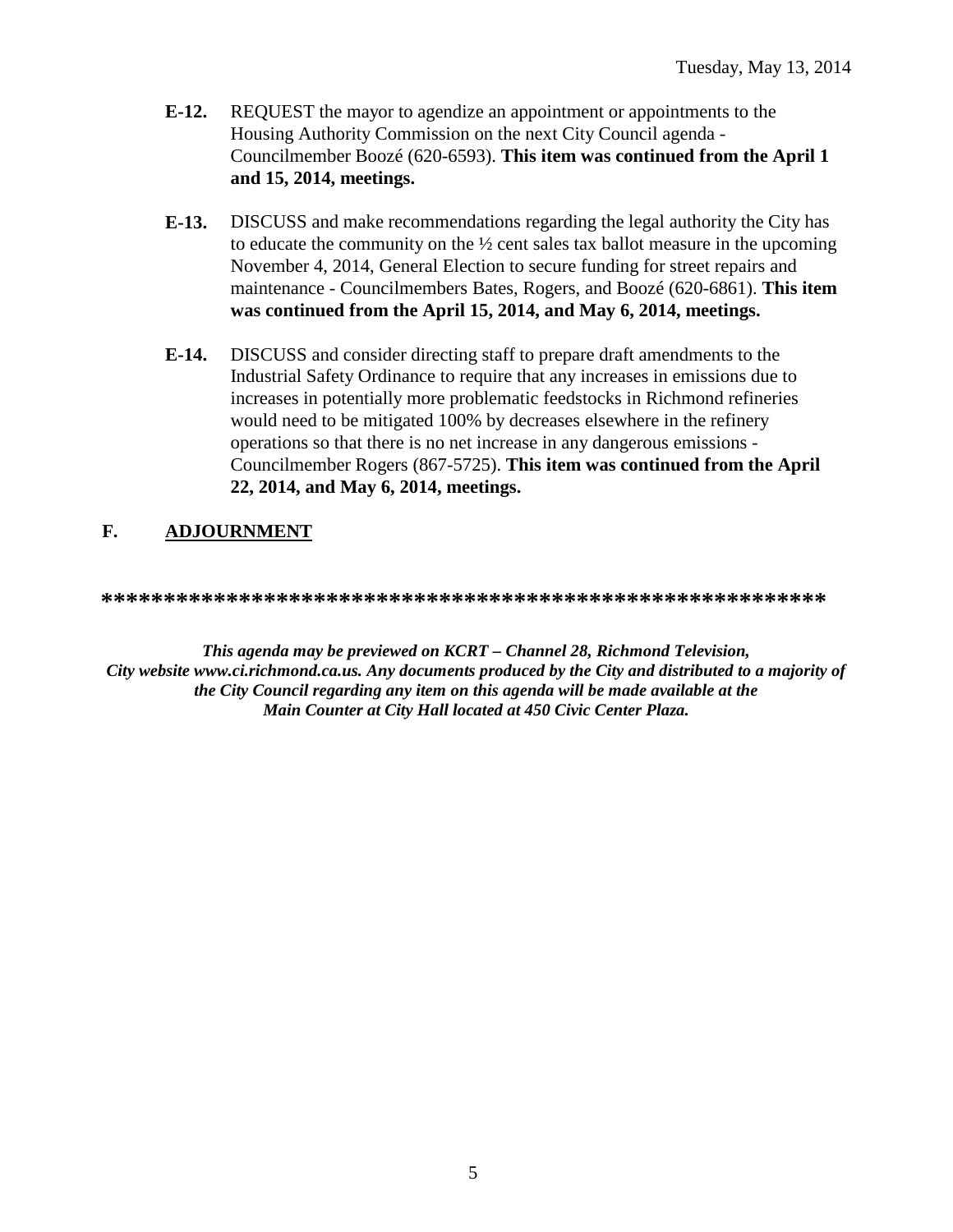**E-12.** REQUEST the mayor to agendize an appointment or appointments to the Housing Authority Commission on the next City Council agenda - Councilmember Boozé (620-6593). **This item was continued from the April 1 and 15, 2014, meetings.**

**E-13.** DISCUSS and make recommendations regarding the legal authority the City has to educate the community on the ½ cent sales tax ballot measure in the upcoming November 4, 2014, General Election to secure funding for street repairs and maintenance - Councilmembers Bates, Rogers, and Boozé (620-6861). **This item was continued from the April 15, 2014, and May 6, 2014, meetings.**

**E-14.** DISCUSS and consider directing staff to prepare draft amendments to the Industrial Safety Ordinance to require that any increases in emissions due to increases in potentially more problematic feedstocks in Richmond refineries would need to be mitigated 100% by decreases elsewhere in the refinery operations so that there is no net increase in any dangerous emissions - Councilmember Rogers (867-5725). **This item was continued from the April 22, 2014, and May 6, 2014, meetings.**

## F. <u>ADJOURNMENT</u>

**********************************************************

***This agenda may be previewed on KCRT – Channel 28, Richmond Television, City website www.ci.richmond.ca.us. Any documents produced by the City and distributed to a majority of the City Council regarding any item on this agenda will be made available at the Main Counter at City Hall located at 450 Civic Center Plaza.***